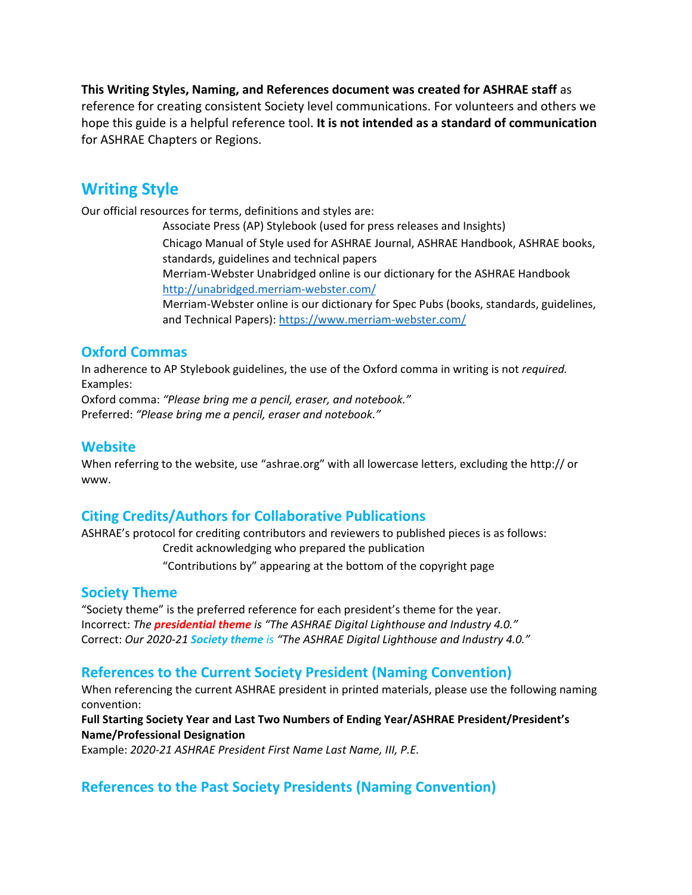**This Writing Styles, Naming, and References document was created for ASHRAE staff** as reference for creating consistent Society level communications. For volunteers and others we hope this guide is a helpful reference tool. **It is not intended as a standard of communication** for ASHRAE Chapters or Regions.

## Writing Style

Our official resources for terms, definitions and styles are:

Associate Press (AP) Stylebook (used for press releases and Insights)

Chicago Manual of Style used for ASHRAE Journal, ASHRAE Handbook, ASHRAE books, standards, guidelines and technical papers

Merriam-Webster Unabridged online is our dictionary for the ASHRAE Handbook http://unabridged.merriam-webster.com/

Merriam-Webster online is our dictionary for Spec Pubs (books, standards, guidelines, and Technical Papers): https://www.merriam-webster.com/

### Oxford Commas

In adherence to AP Stylebook guidelines, the use of the Oxford comma in writing is not *required.*
Examples:
Oxford comma: *"Please bring me a pencil, eraser, and notebook."*
Preferred: *"Please bring me a pencil, eraser and notebook."*

### Website

When referring to the website, use "ashrae.org" with all lowercase letters, excluding the http:// or www.

### Citing Credits/Authors for Collaborative Publications

ASHRAE's protocol for crediting contributors and reviewers to published pieces is as follows:

Credit acknowledging who prepared the publication

"Contributions by" appearing at the bottom of the copyright page

### Society Theme

"Society theme" is the preferred reference for each president's theme for the year.
Incorrect: *The **presidential theme** is "The ASHRAE Digital Lighthouse and Industry 4.0."*
Correct: *Our 2020-21 **Society theme** is "The ASHRAE Digital Lighthouse and Industry 4.0."*

### References to the Current Society President (Naming Convention)

When referencing the current ASHRAE president in printed materials, please use the following naming convention:
**Full Starting Society Year and Last Two Numbers of Ending Year/ASHRAE President/President's Name/Professional Designation**
Example: *2020-21 ASHRAE President First Name Last Name, III, P.E.*

### References to the Past Society Presidents (Naming Convention)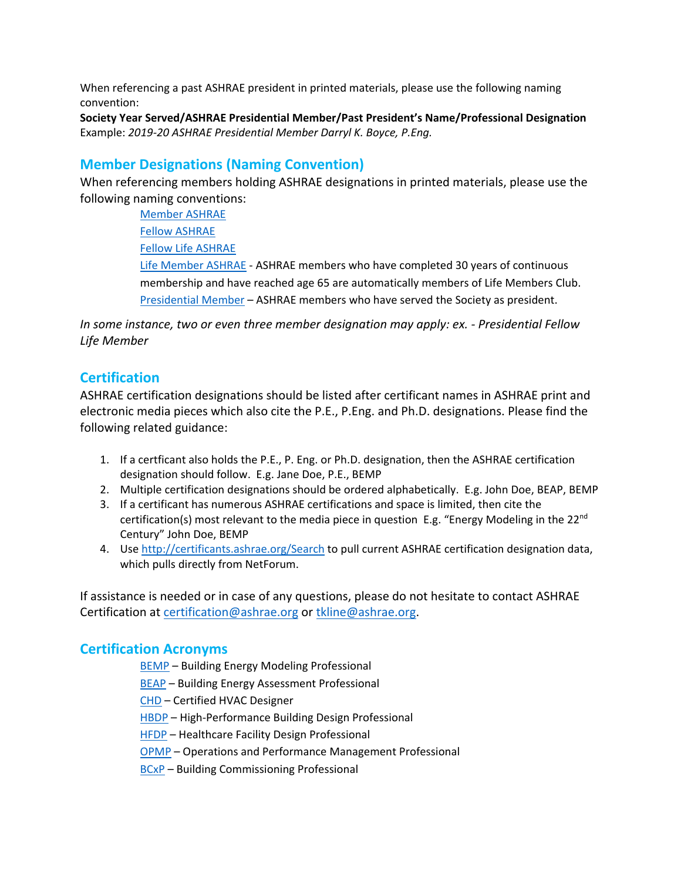When referencing a past ASHRAE president in printed materials, please use the following naming convention:

**Society Year Served/ASHRAE Presidential Member/Past President's Name/Professional Designation**

Example: *2019-20 ASHRAE Presidential Member Darryl K. Boyce, P.Eng.*

## Member Designations (Naming Convention)

When referencing members holding ASHRAE designations in printed materials, please use the following naming conventions:

- Member ASHRAE
- Fellow ASHRAE
- Fellow Life ASHRAE
- Life Member ASHRAE - ASHRAE members who have completed 30 years of continuous membership and have reached age 65 are automatically members of Life Members Club.
- Presidential Member – ASHRAE members who have served the Society as president.

*In some instance, two or even three member designation may apply: ex. - Presidential Fellow Life Member*

## Certification

ASHRAE certification designations should be listed after certificant names in ASHRAE print and electronic media pieces which also cite the P.E., P.Eng. and Ph.D. designations. Please find the following related guidance:

1. If a certficant also holds the P.E., P. Eng. or Ph.D. designation, then the ASHRAE certification designation should follow. E.g. Jane Doe, P.E., BEMP
2. Multiple certification designations should be ordered alphabetically. E.g. John Doe, BEAP, BEMP
3. If a certificant has numerous ASHRAE certifications and space is limited, then cite the certification(s) most relevant to the media piece in question E.g. "Energy Modeling in the 22nd Century" John Doe, BEMP
4. Use http://certificants.ashrae.org/Search to pull current ASHRAE certification designation data, which pulls directly from NetForum.

If assistance is needed or in case of any questions, please do not hesitate to contact ASHRAE Certification at certification@ashrae.org or tkline@ashrae.org.

## Certification Acronyms

- BEMP – Building Energy Modeling Professional
- BEAP – Building Energy Assessment Professional
- CHD – Certified HVAC Designer
- HBDP – High-Performance Building Design Professional
- HFDP – Healthcare Facility Design Professional
- OPMP – Operations and Performance Management Professional
- BCxP – Building Commissioning Professional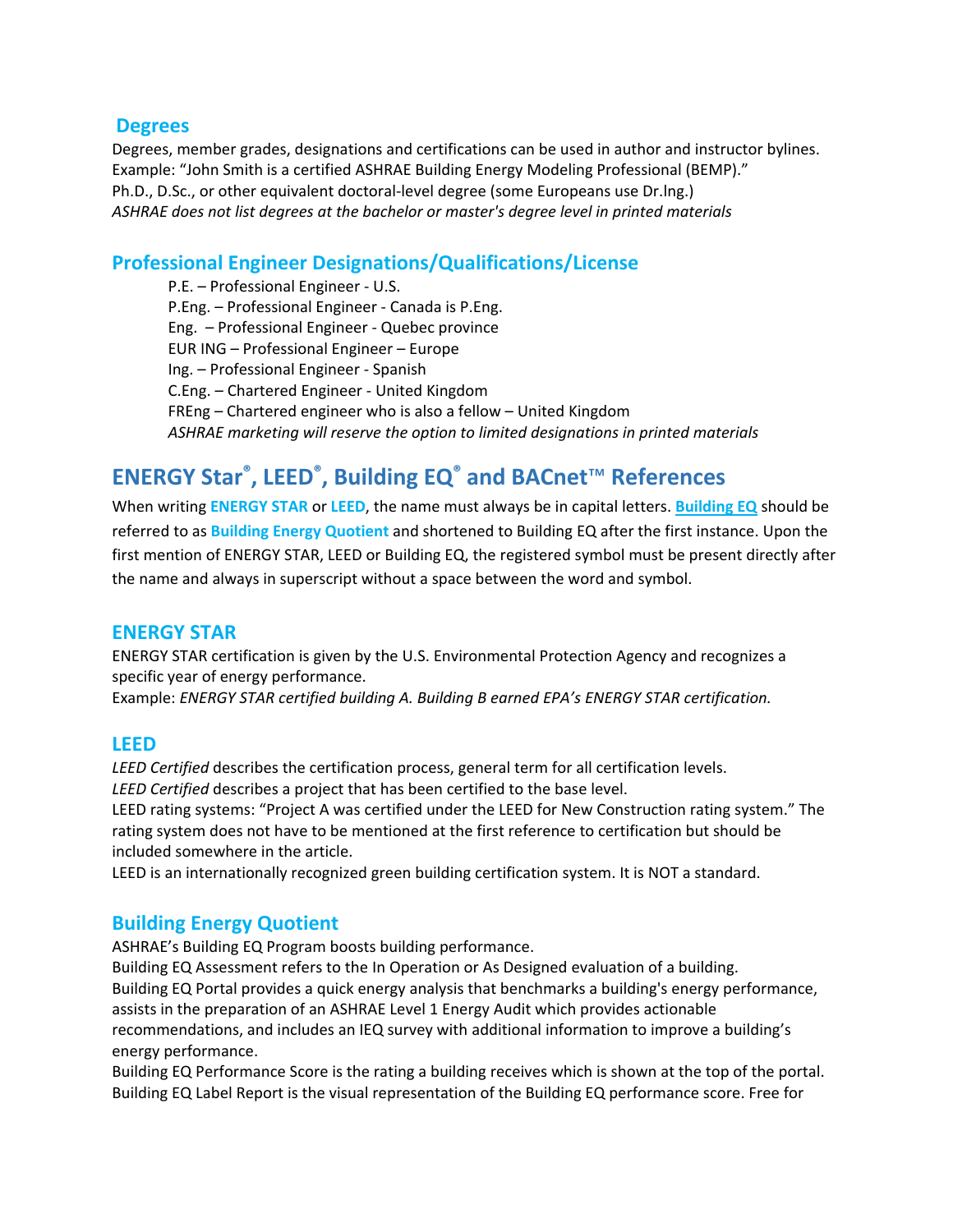## Degrees

Degrees, member grades, designations and certifications can be used in author and instructor bylines.
Example: "John Smith is a certified ASHRAE Building Energy Modeling Professional (BEMP)."
Ph.D., D.Sc., or other equivalent doctoral-level degree (some Europeans use Dr.lng.)
*ASHRAE does not list degrees at the bachelor or master's degree level in printed materials*

## Professional Engineer Designations/Qualifications/License

P.E. – Professional Engineer - U.S.
P.Eng. – Professional Engineer - Canada is P.Eng.
Eng. – Professional Engineer - Quebec province
EUR ING – Professional Engineer – Europe
Ing. – Professional Engineer - Spanish
C.Eng. – Chartered Engineer - United Kingdom
FREng – Chartered engineer who is also a fellow – United Kingdom
*ASHRAE marketing will reserve the option to limited designations in printed materials*

# ENERGY Star®, LEED®, Building EQ® and BACnet™ References

When writing **ENERGY STAR** or **LEED**, the name must always be in capital letters. **Building EQ** should be referred to as **Building Energy Quotient** and shortened to Building EQ after the first instance. Upon the first mention of ENERGY STAR, LEED or Building EQ, the registered symbol must be present directly after the name and always in superscript without a space between the word and symbol.

## ENERGY STAR

ENERGY STAR certification is given by the U.S. Environmental Protection Agency and recognizes a specific year of energy performance.
Example: *ENERGY STAR certified building A. Building B earned EPA's ENERGY STAR certification.*

## LEED

*LEED Certified* describes the certification process, general term for all certification levels.
*LEED Certified* describes a project that has been certified to the base level.
LEED rating systems: "Project A was certified under the LEED for New Construction rating system." The rating system does not have to be mentioned at the first reference to certification but should be included somewhere in the article.
LEED is an internationally recognized green building certification system. It is NOT a standard.

## Building Energy Quotient

ASHRAE's Building EQ Program boosts building performance.
Building EQ Assessment refers to the In Operation or As Designed evaluation of a building.
Building EQ Portal provides a quick energy analysis that benchmarks a building's energy performance, assists in the preparation of an ASHRAE Level 1 Energy Audit which provides actionable recommendations, and includes an IEQ survey with additional information to improve a building's energy performance.
Building EQ Performance Score is the rating a building receives which is shown at the top of the portal.
Building EQ Label Report is the visual representation of the Building EQ performance score. Free for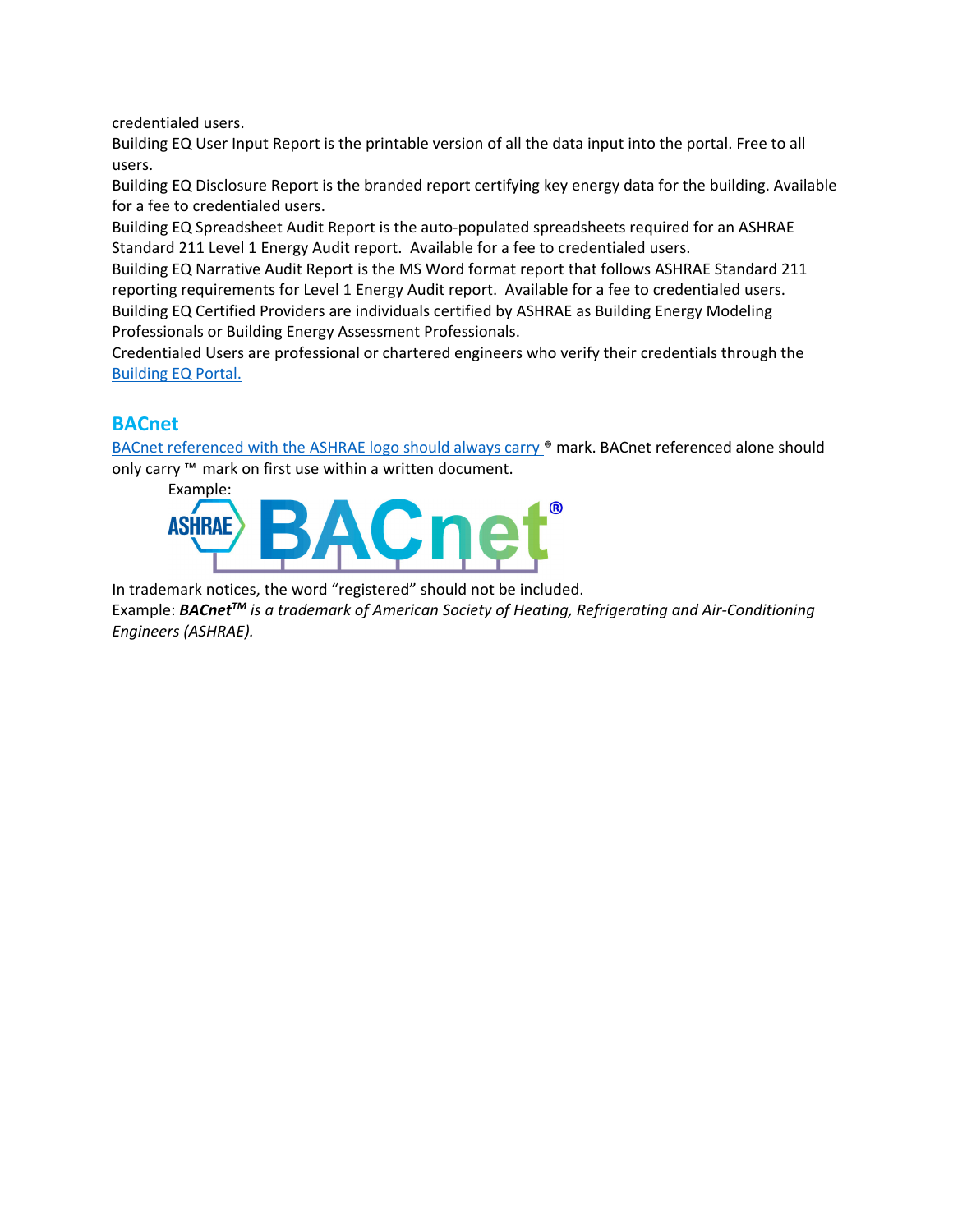credentialed users.

Building EQ User Input Report is the printable version of all the data input into the portal. Free to all users.

Building EQ Disclosure Report is the branded report certifying key energy data for the building. Available for a fee to credentialed users.

Building EQ Spreadsheet Audit Report is the auto-populated spreadsheets required for an ASHRAE Standard 211 Level 1 Energy Audit report. Available for a fee to credentialed users.

Building EQ Narrative Audit Report is the MS Word format report that follows ASHRAE Standard 211 reporting requirements for Level 1 Energy Audit report. Available for a fee to credentialed users.

Building EQ Certified Providers are individuals certified by ASHRAE as Building Energy Modeling Professionals or Building Energy Assessment Professionals.

Credentialed Users are professional or chartered engineers who verify their credentials through the Building EQ Portal.

## BACnet

BACnet referenced with the ASHRAE logo should always carry ® mark. BACnet referenced alone should only carry ™ mark on first use within a written document.

Example:

In trademark notices, the word "registered" should not be included.

Example: ***BACnet™*** *is a trademark of American Society of Heating, Refrigerating and Air-Conditioning Engineers (ASHRAE).*